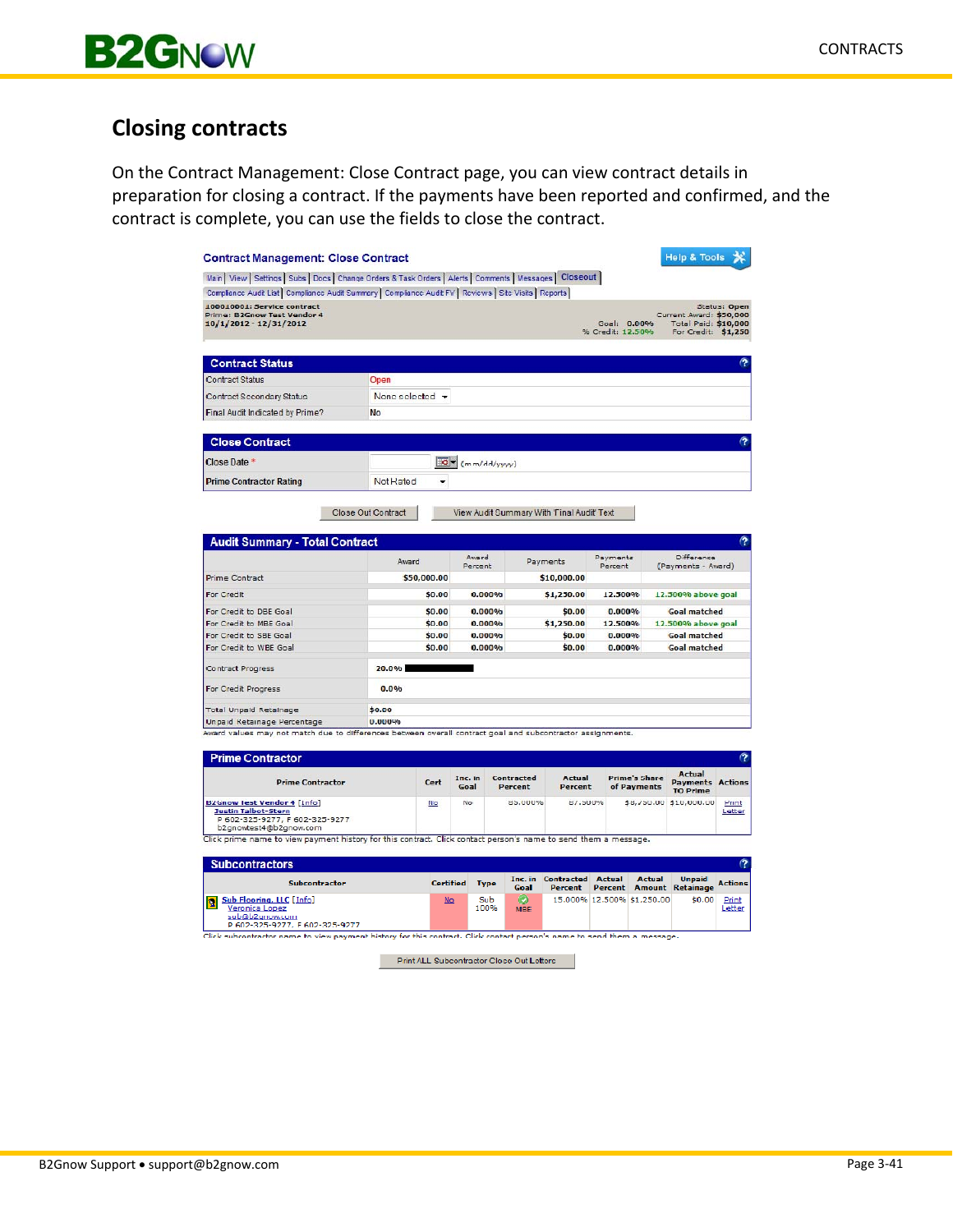## Closing contracts

On the Contract Management: Close Contract page, you can view contract details in preparation for closing a contract. If the payments have been reported and confirmed, and the contract is complete, you can use the fields to close the contract.

**Contract Management: Close Contract**

Main | View | Settings | Subs | Docs | Change Orders & Task Orders | Alerts | Comments | Messages | Closeout
Compliance Audit List | Compliance Audit Summary | Compliance Audit FV | Reviews | Site Visits | Reports

100010001: Service contract
Prime: B2Gnow Test Vendor 4
10/1/2012 - 12/31/2012

Goal: 0.000% | % Credit: 12.50%
Status: Open | Current Award: $50,000 | Total Paid: $10,000 | For Credit: $1,250

**Contract Status**

| | |
|---|---|
| Contract Status | Open |
| Contract Secondary Status | None selected |
| Final Audit Indicated by Prime? | No |

**Close Contract**

| | |
|---|---|
| Close Date * | (mm/dd/yyyy) |
| Prime Contractor Rating | Not Rated |

Close Out Contract | View Audit Summary With 'Final Audit' Text

**Audit Summary - Total Contract**

| | Award | Award Percent | Payments | Payments Percent | Difference (Payments - Award) |
|---|---|---|---|---|---|
| Prime Contract | $50,000.00 | | $10,000.00 | | |
| For Credit | $0.00 | 0.000% | $1,250.00 | 12.500% | 12.500% above goal |
| For Credit to DBE Goal | $0.00 | 0.000% | $0.00 | 0.000% | Goal matched |
| For Credit to MBE Goal | $0.00 | 0.000% | $1,250.00 | 12.500% | 12.500% above goal |
| For Credit to SBE Goal | $0.00 | 0.000% | $0.00 | 0.000% | Goal matched |
| For Credit to WBE Goal | $0.00 | 0.000% | $0.00 | 0.000% | Goal matched |
| Contract Progress | 20.0% | | | | |
| For Credit Progress | 0.0% | | | | |
| Total Unpaid Retainage | $0.00 | | | | |
| Unpaid Retainage Percentage | 0.000% | | | | |

Award values may not match due to differences between overall contract goal and subcontractor assignments.

**Prime Contractor**

| Prime Contractor | Cert | Inc. in Goal | Contracted Percent | Actual Percent | Prime's Share of Payments | Actual Payments TO Prime | Actions |
|---|---|---|---|---|---|---|---|
| B2Gnow Test Vendor 4 [Info] Justin Talbot-Stern P 602-325-9277, F 602-325-9277 b2gnowtest4@b2gnow.com | No | No | 85.000% | 87.500% | $8,750.00 | $10,000.00 | Print Letter |

Click prime name to view payment history for this contract. Click contact person's name to send them a message.

**Subcontractors**

| Subcontractor | Certified | Type | Inc. in Goal | Contracted Percent | Actual Percent | Actual Amount | Unpaid Retainage | Actions |
|---|---|---|---|---|---|---|---|---|
| Sub Flooring, LLC [Info] Veronica Lopez sub@b2gnow.com P 602-325-9277, F 602-325-9277 | No | Sub 100% | MBE | 15.000% | 12.500% | $1,250.00 | $0.00 | Print Letter |

Click subcontractor name to view payment history for this contract. Click contact person's name to send them a message.

Print ALL Subcontractor Close Out Letters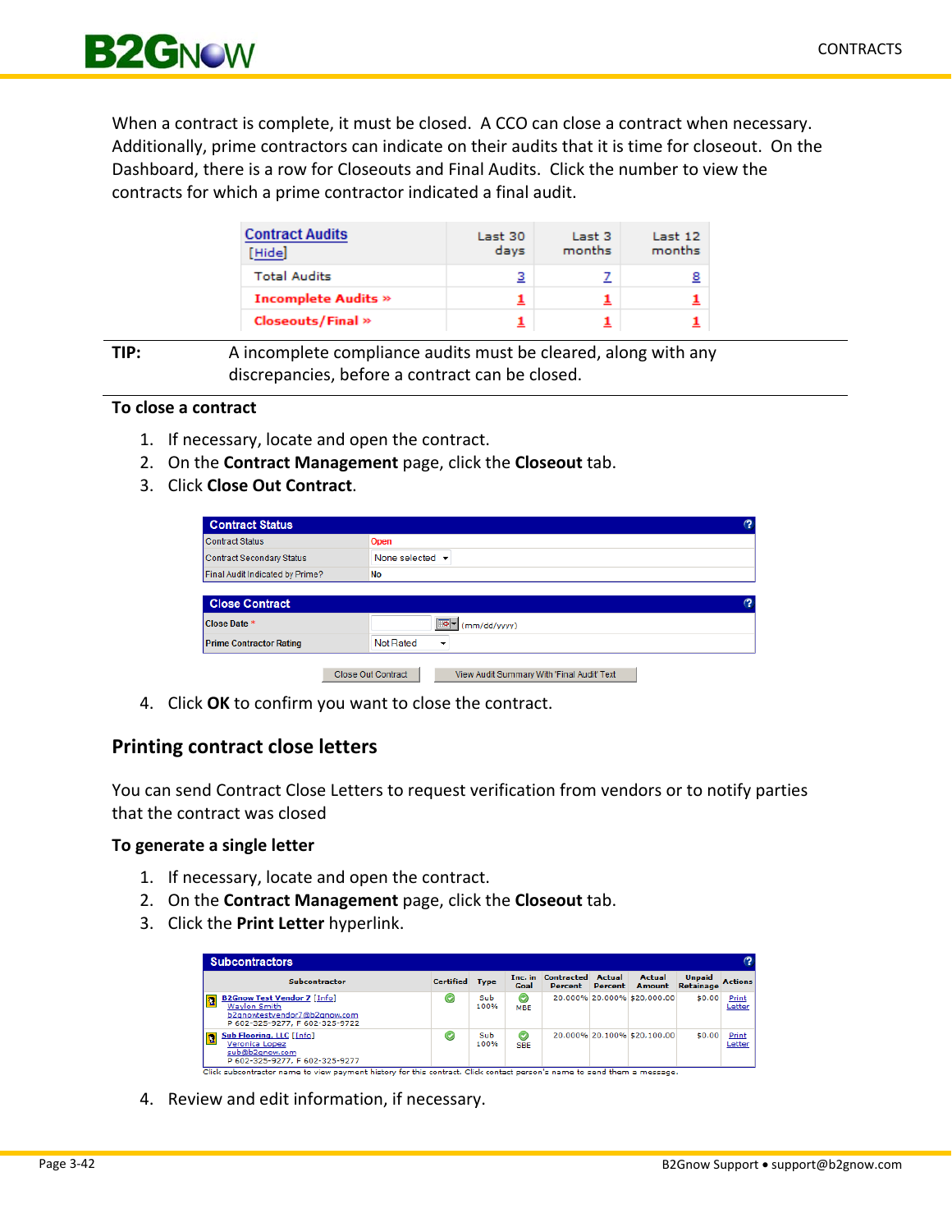When a contract is complete, it must be closed. A CCO can close a contract when necessary. Additionally, prime contractors can indicate on their audits that it is time for closeout. On the Dashboard, there is a row for Closeouts and Final Audits. Click the number to view the contracts for which a prime contractor indicated a final audit.

| Contract Audits [Hide] | Last 30 days | Last 3 months | Last 12 months |
|---|---|---|---|
| Total Audits | 3 | 7 | 8 |
| Incomplete Audits » | 1 | 1 | 1 |
| Closeouts/Final » | 1 | 1 | 1 |

**TIP:** A incomplete compliance audits must be cleared, along with any discrepancies, before a contract can be closed.

**To close a contract**

1. If necessary, locate and open the contract.
2. On the **Contract Management** page, click the **Closeout** tab.
3. Click **Close Out Contract**.

| Contract Status | |
|---|---|
| Contract Status | Open |
| Contract Secondary Status | None selected |
| Final Audit Indicated by Prime? | No |

| Close Contract | |
|---|---|
| Close Date * | (mm/dd/yyyy) |
| Prime Contractor Rating | Not Rated |

Close Out Contract | View Audit Summary With 'Final Audit' Text

4. Click **OK** to confirm you want to close the contract.

## Printing contract close letters

You can send Contract Close Letters to request verification from vendors or to notify parties that the contract was closed

**To generate a single letter**

1. If necessary, locate and open the contract.
2. On the **Contract Management** page, click the **Closeout** tab.
3. Click the **Print Letter** hyperlink.

**Subcontractors**

| Subcontractor | Certified | Type | Inc. in Goal | Contracted Percent | Actual Percent | Actual Amount | Unpaid Retainage | Actions |
|---|---|---|---|---|---|---|---|---|
| B2Gnow Test Vendor 7 [Info] Waylon Smith b2gnowtestvendor7@b2gnow.com P 602-325-9277, F 602-325-9722 | ✓ | Sub 100% | ✓ MBE | 20.000% | 20.000% | $20,000.00 | $0.00 | Print Letter |
| Sub Flooring, LLC [Info] Veronica Lopez sub@b2gnow.com P 602-325-9277, F 602-325-9277 | ✓ | Sub 100% | ✓ SBE | 20.000% | 20.100% | $20,100.00 | $0.00 | Print Letter |

Click subcontractor name to view payment history for this contract. Click contact person's name to send them a message.

4. Review and edit information, if necessary.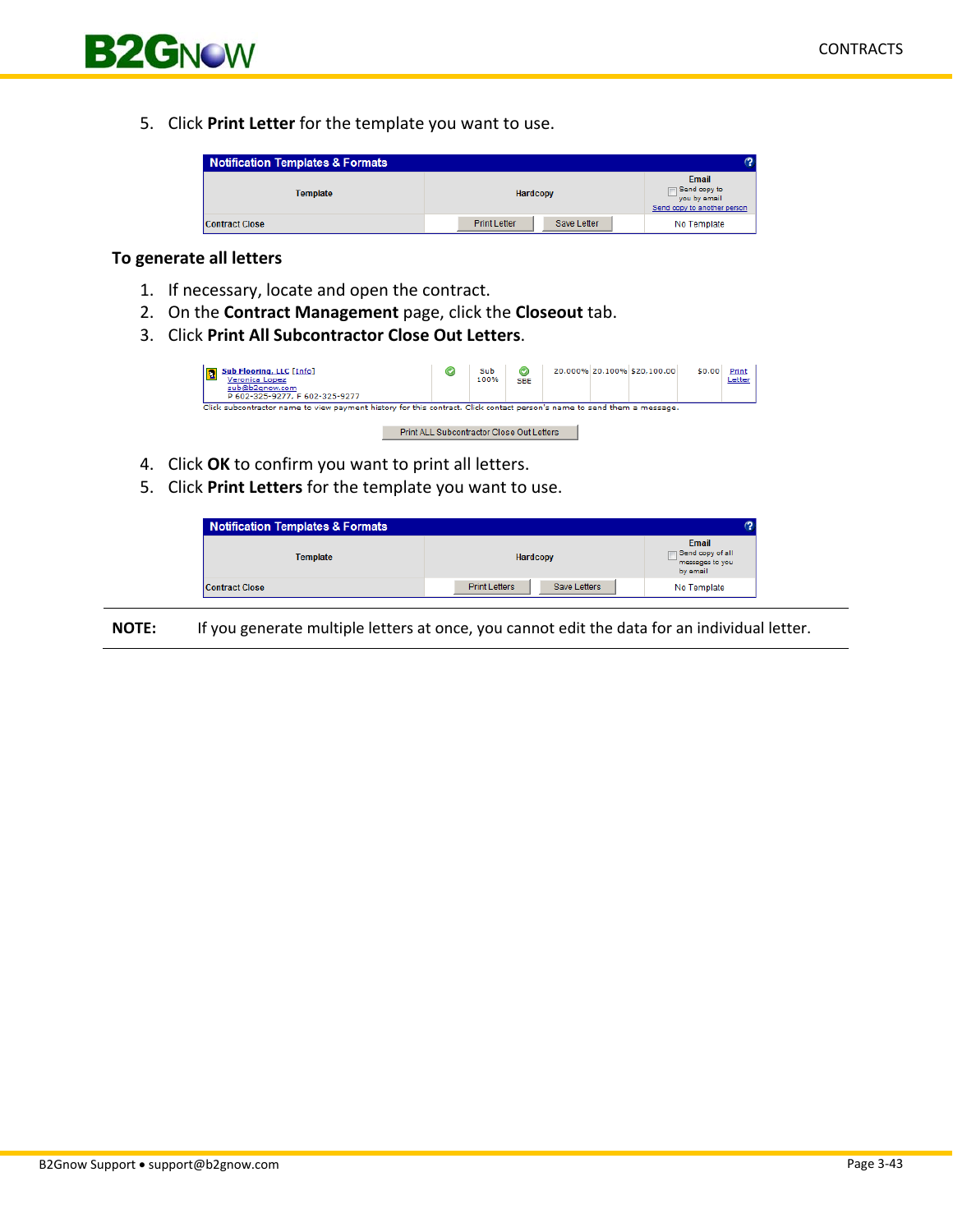5. Click **Print Letter** for the template you want to use.

| Notification Templates & Formats | | |
|---|---|---|
| Template | Hardcopy | Email<br>Send copy to you by email<br>Send copy to another person |
| Contract Close | Print Letter Save Letter | No Template |

**To generate all letters**

1. If necessary, locate and open the contract.
2. On the **Contract Management** page, click the **Closeout** tab.
3. Click **Print All Subcontractor Close Out Letters**.

| | | | | | | | | |
|---|---|---|---|---|---|---|---|---|
| Sub Flooring, LLC [Info]<br>Veronica Lopez<br>sub@b2gnow.com<br>P 602-325-9277, F 602-325-9277 | | Sub 100% | SBE | 20.000% | 20.100% | $20,100.00 | $0.00 | Print Letter |

Click subcontractor name to view payment history for this contract. Click contact person's name to send them a message.

Print ALL Subcontractor Close Out Letters

4. Click **OK** to confirm you want to print all letters.
5. Click **Print Letters** for the template you want to use.

| Notification Templates & Formats | | |
|---|---|---|
| Template | Hardcopy | Email<br>Send copy of all messages to you by email |
| Contract Close | Print Letters Save Letters | No Template |

**NOTE:** If you generate multiple letters at once, you cannot edit the data for an individual letter.